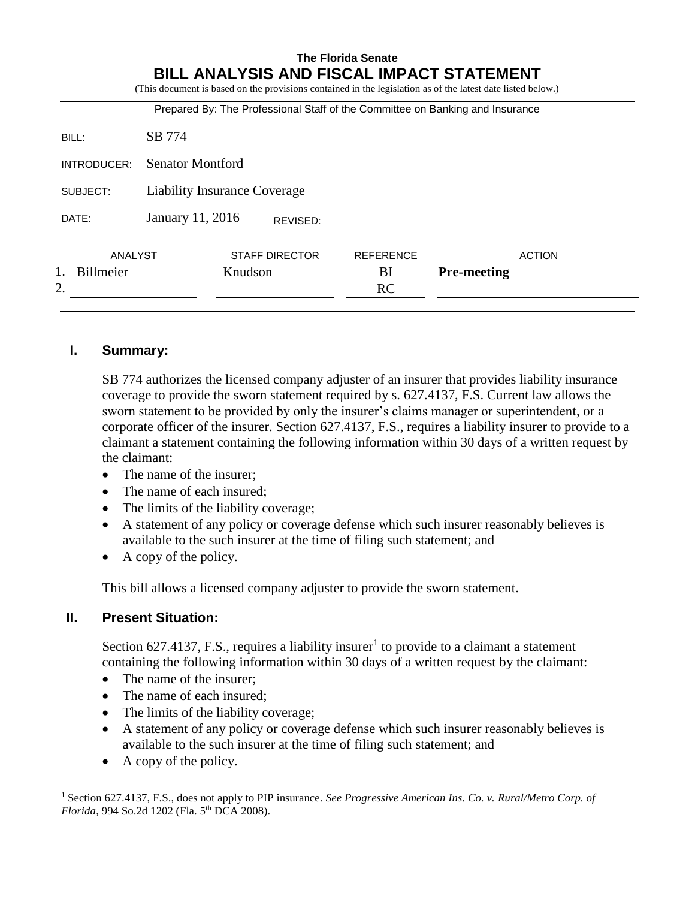**The Florida Senate**

# BILL ANALYSIS AND FISCAL IMPACT STATEMENT

(This document is based on the provisions contained in the legislation as of the latest date listed below.)

Prepared By: The Professional Staff of the Committee on Banking and Insurance

| | |
|---|---|
| BILL: | SB 774 |
| INTRODUCER: | Senator Montford |
| SUBJECT: | Liability Insurance Coverage |
| DATE: | January 11, 2016 REVISED: |

| | ANALYST | STAFF DIRECTOR | REFERENCE | ACTION |
|---|---|---|---|---|
| 1. | Billmeier | Knudson | BI | **Pre-meeting** |
| 2. | | | RC | |

## I. Summary:

SB 774 authorizes the licensed company adjuster of an insurer that provides liability insurance coverage to provide the sworn statement required by s. 627.4137, F.S. Current law allows the sworn statement to be provided by only the insurer's claims manager or superintendent, or a corporate officer of the insurer. Section 627.4137, F.S., requires a liability insurer to provide to a claimant a statement containing the following information within 30 days of a written request by the claimant:

- The name of the insurer;
- The name of each insured;
- The limits of the liability coverage;
- A statement of any policy or coverage defense which such insurer reasonably believes is available to the such insurer at the time of filing such statement; and
- A copy of the policy.

This bill allows a licensed company adjuster to provide the sworn statement.

## II. Present Situation:

Section 627.4137, F.S., requires a liability insurer[1] to provide to a claimant a statement containing the following information within 30 days of a written request by the claimant:

- The name of the insurer;
- The name of each insured;
- The limits of the liability coverage;
- A statement of any policy or coverage defense which such insurer reasonably believes is available to the such insurer at the time of filing such statement; and
- A copy of the policy.

---

[1] Section 627.4137, F.S., does not apply to PIP insurance. *See Progressive American Ins. Co. v. Rural/Metro Corp. of Florida*, 994 So.2d 1202 (Fla. 5th DCA 2008).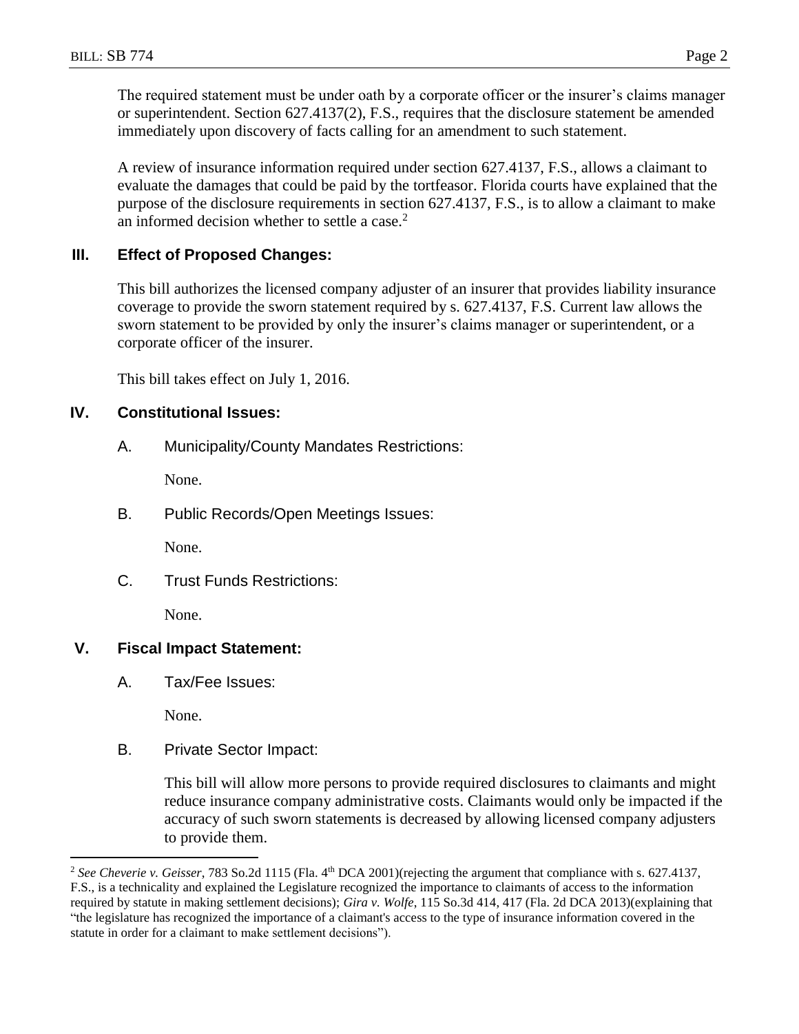The required statement must be under oath by a corporate officer or the insurer's claims manager or superintendent. Section 627.4137(2), F.S., requires that the disclosure statement be amended immediately upon discovery of facts calling for an amendment to such statement.

A review of insurance information required under section 627.4137, F.S., allows a claimant to evaluate the damages that could be paid by the tortfeasor. Florida courts have explained that the purpose of the disclosure requirements in section 627.4137, F.S., is to allow a claimant to make an informed decision whether to settle a case.[2]

## III. Effect of Proposed Changes:

This bill authorizes the licensed company adjuster of an insurer that provides liability insurance coverage to provide the sworn statement required by s. 627.4137, F.S. Current law allows the sworn statement to be provided by only the insurer's claims manager or superintendent, or a corporate officer of the insurer.

This bill takes effect on July 1, 2016.

## IV. Constitutional Issues:

A. Municipality/County Mandates Restrictions:

None.

B. Public Records/Open Meetings Issues:

None.

C. Trust Funds Restrictions:

None.

## V. Fiscal Impact Statement:

A. Tax/Fee Issues:

None.

B. Private Sector Impact:

This bill will allow more persons to provide required disclosures to claimants and might reduce insurance company administrative costs. Claimants would only be impacted if the accuracy of such sworn statements is decreased by allowing licensed company adjusters to provide them.

---

[2] *See Cheverie v. Geisser*, 783 So.2d 1115 (Fla. 4th DCA 2001)(rejecting the argument that compliance with s. 627.4137, F.S., is a technicality and explained the Legislature recognized the importance to claimants of access to the information required by statute in making settlement decisions); *Gira v. Wolfe*, 115 So.3d 414, 417 (Fla. 2d DCA 2013)(explaining that "the legislature has recognized the importance of a claimant's access to the type of insurance information covered in the statute in order for a claimant to make settlement decisions").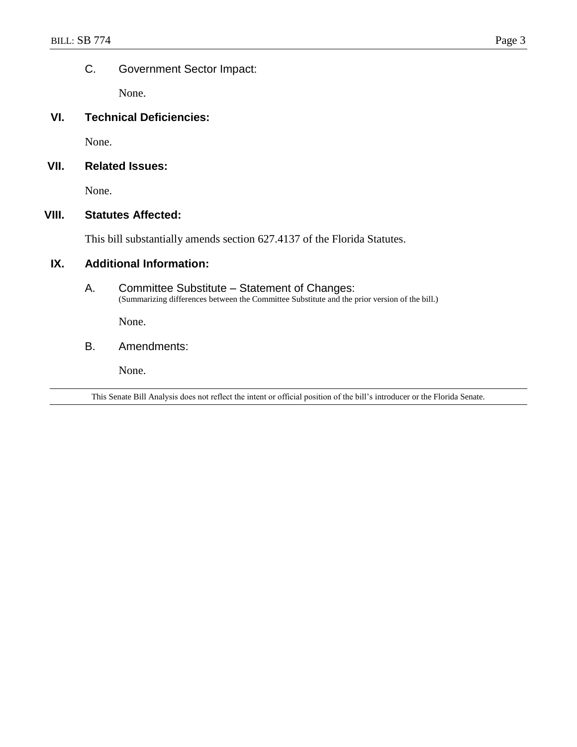### C. Government Sector Impact:

None.

## VI. Technical Deficiencies:

None.

## VII. Related Issues:

None.

## VIII. Statutes Affected:

This bill substantially amends section 627.4137 of the Florida Statutes.

## IX. Additional Information:

### A. Committee Substitute – Statement of Changes:

(Summarizing differences between the Committee Substitute and the prior version of the bill.)

None.

### B. Amendments:

None.

This Senate Bill Analysis does not reflect the intent or official position of the bill's introducer or the Florida Senate.